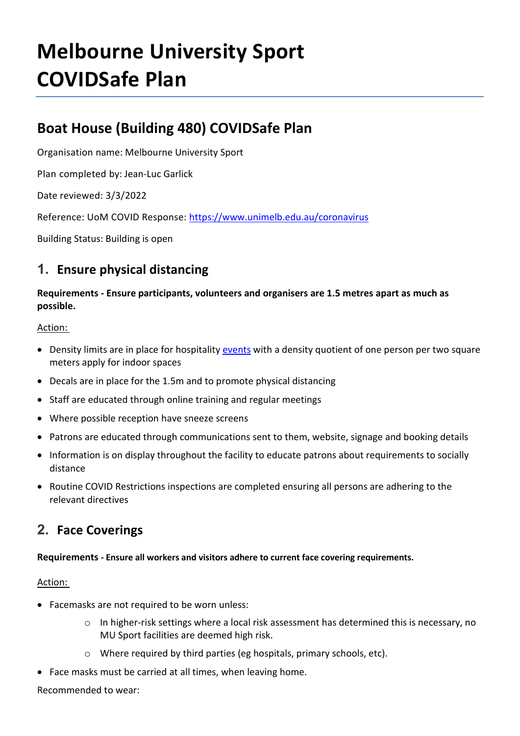# Melbourne University Sport COVIDSafe Plan

## Boat House (Building 480) COVIDSafe Plan

Organisation name: Melbourne University Sport

Plan completed by: Jean-Luc Garlick

Date reviewed: 3/3/2022

Reference: UoM COVID Response: [https://www.unimelb.edu.au/coronavirus](https://www.unimelb.edu.au/coronavirus)

Building Status: Building is open

## 1. Ensure physical distancing

**Requirements - Ensure participants, volunteers and organisers are 1.5 metres apart as much as possible.**

Action:

- Density limits are in place for hospitality events with a density quotient of one person per two square meters apply for indoor spaces
- Decals are in place for the 1.5m and to promote physical distancing
- Staff are educated through online training and regular meetings
- Where possible reception have sneeze screens
- Patrons are educated through communications sent to them, website, signage and booking details
- Information is on display throughout the facility to educate patrons about requirements to socially distance
- Routine COVID Restrictions inspections are completed ensuring all persons are adhering to the relevant directives

## 2. Face Coverings

**Requirements - Ensure all workers and visitors adhere to current face covering requirements.**

Action:

- Facemasks are not required to be worn unless:
    - In higher-risk settings where a local risk assessment has determined this is necessary, no MU Sport facilities are deemed high risk.
    - Where required by third parties (eg hospitals, primary schools, etc).
- Face masks must be carried at all times, when leaving home.

Recommended to wear: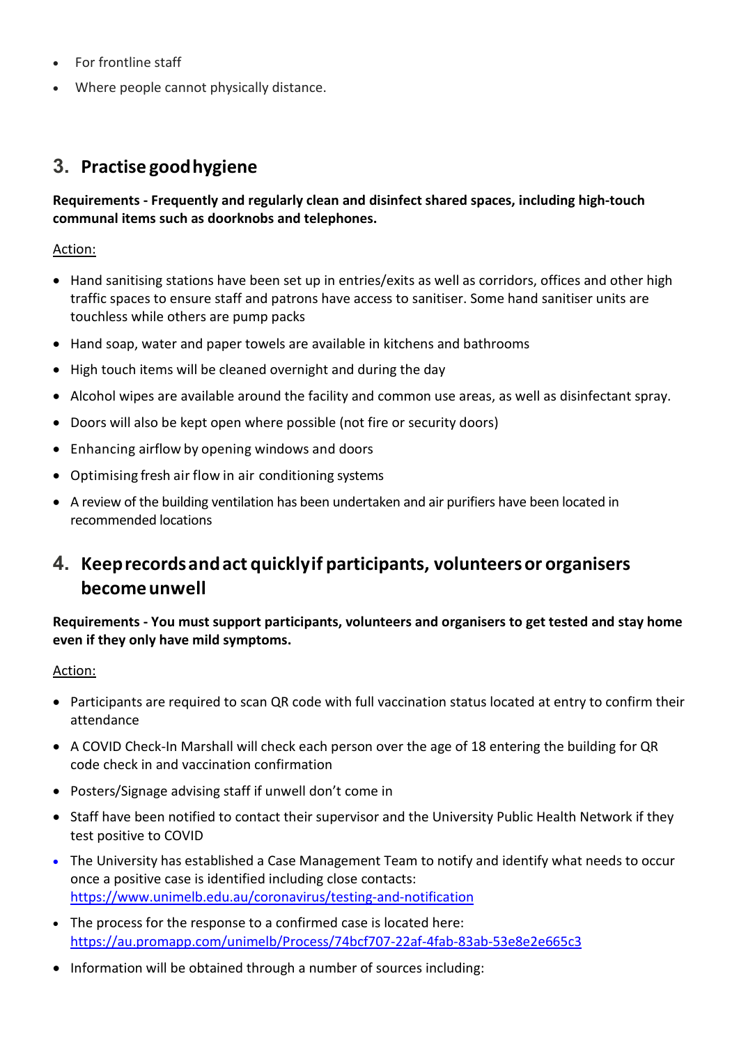- For frontline staff
- Where people cannot physically distance.

## 3. Practise good hygiene

**Requirements - Frequently and regularly clean and disinfect shared spaces, including high-touch communal items such as doorknobs and telephones.**

Action:

- Hand sanitising stations have been set up in entries/exits as well as corridors, offices and other high traffic spaces to ensure staff and patrons have access to sanitiser. Some hand sanitiser units are touchless while others are pump packs
- Hand soap, water and paper towels are available in kitchens and bathrooms
- High touch items will be cleaned overnight and during the day
- Alcohol wipes are available around the facility and common use areas, as well as disinfectant spray.
- Doors will also be kept open where possible (not fire or security doors)
- Enhancing airflow by opening windows and doors
- Optimising fresh air flow in air conditioning systems
- A review of the building ventilation has been undertaken and air purifiers have been located in recommended locations

## 4. Keep records and act quickly if participants, volunteers or organisers become unwell

**Requirements - You must support participants, volunteers and organisers to get tested and stay home even if they only have mild symptoms.**

Action:

- Participants are required to scan QR code with full vaccination status located at entry to confirm their attendance
- A COVID Check-In Marshall will check each person over the age of 18 entering the building for QR code check in and vaccination confirmation
- Posters/Signage advising staff if unwell don't come in
- Staff have been notified to contact their supervisor and the University Public Health Network if they test positive to COVID
- The University has established a Case Management Team to notify and identify what needs to occur once a positive case is identified including close contacts: https://www.unimelb.edu.au/coronavirus/testing-and-notification
- The process for the response to a confirmed case is located here: https://au.promapp.com/unimelb/Process/74bcf707-22af-4fab-83ab-53e8e2e665c3
- Information will be obtained through a number of sources including: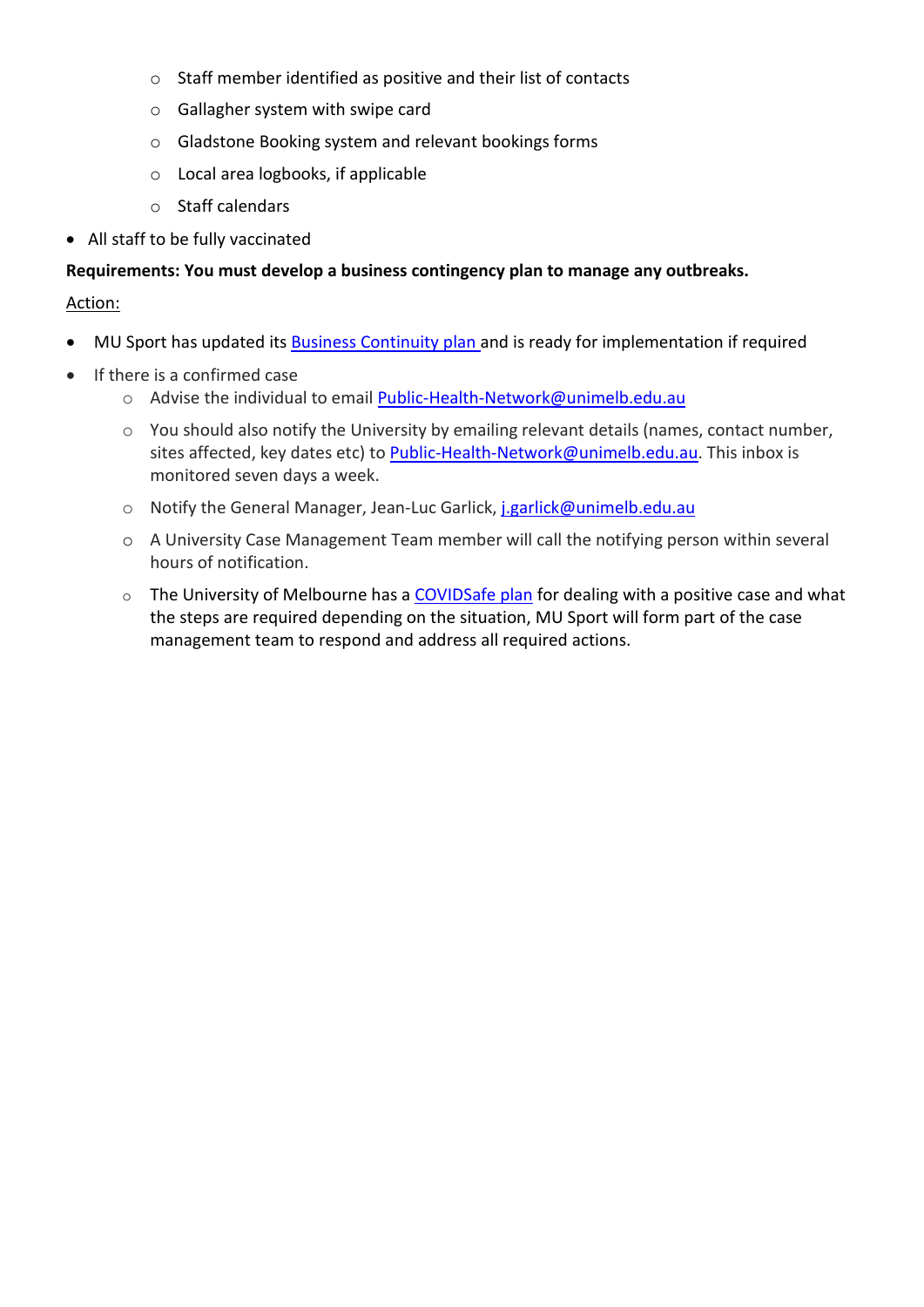- Staff member identified as positive and their list of contacts
  - Gallagher system with swipe card
  - Gladstone Booking system and relevant bookings forms
  - Local area logbooks, if applicable
  - Staff calendars
- All staff to be fully vaccinated

**Requirements: You must develop a business contingency plan to manage any outbreaks.**

Action:

- MU Sport has updated its Business Continuity plan and is ready for implementation if required
- If there is a confirmed case
  - Advise the individual to email Public-Health-Network@unimelb.edu.au
  - You should also notify the University by emailing relevant details (names, contact number, sites affected, key dates etc) to Public-Health-Network@unimelb.edu.au. This inbox is monitored seven days a week.
  - Notify the General Manager, Jean-Luc Garlick, j.garlick@unimelb.edu.au
  - A University Case Management Team member will call the notifying person within several hours of notification.
  - The University of Melbourne has a COVIDSafe plan for dealing with a positive case and what the steps are required depending on the situation, MU Sport will form part of the case management team to respond and address all required actions.